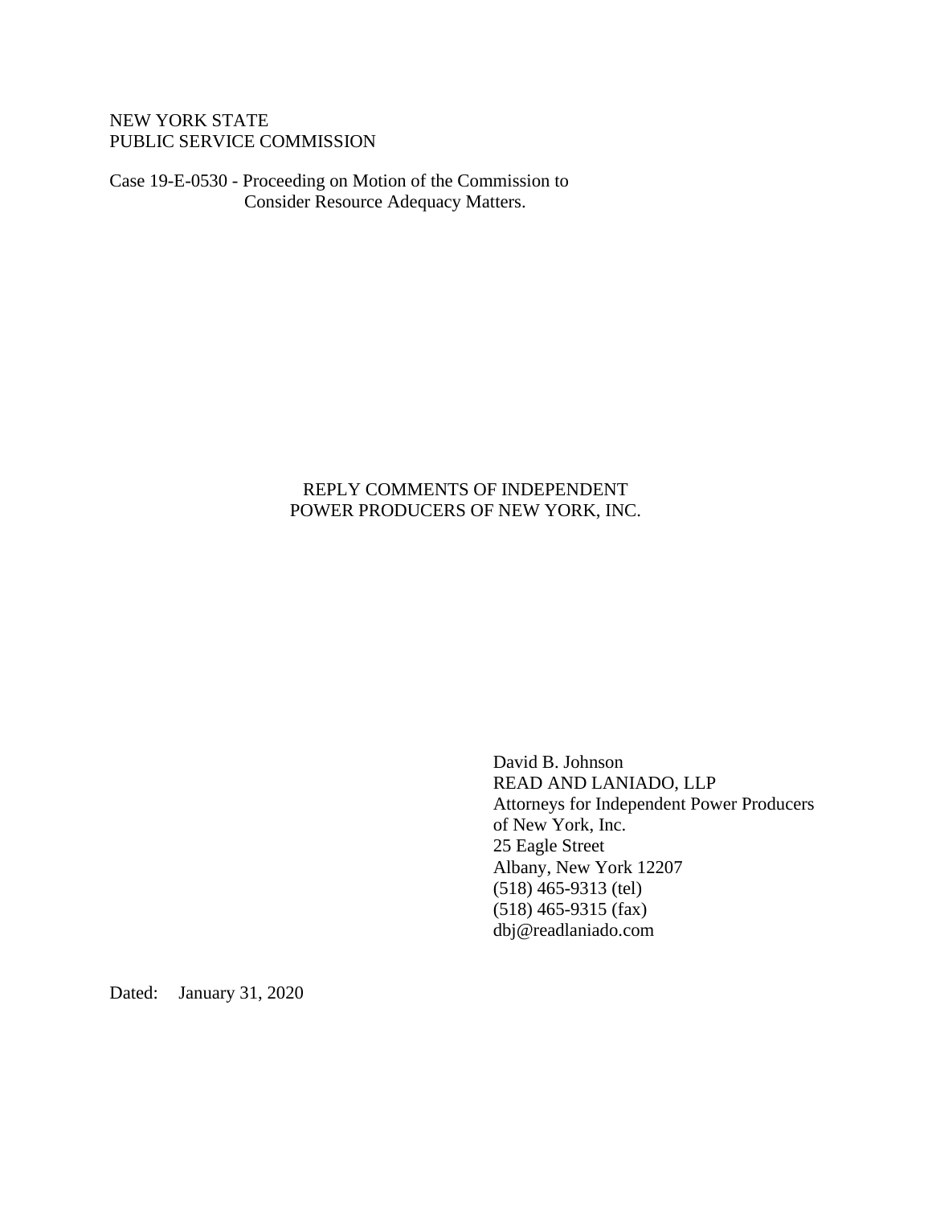NEW YORK STATE
PUBLIC SERVICE COMMISSION

Case 19-E-0530 - Proceeding on Motion of the Commission to
Consider Resource Adequacy Matters.

REPLY COMMENTS OF INDEPENDENT
POWER PRODUCERS OF NEW YORK, INC.

David B. Johnson
READ AND LANIADO, LLP
Attorneys for Independent Power Producers
of New York, Inc.
25 Eagle Street
Albany, New York 12207
(518) 465-9313 (tel)
(518) 465-9315 (fax)
dbj@readlaniado.com

Dated: January 31, 2020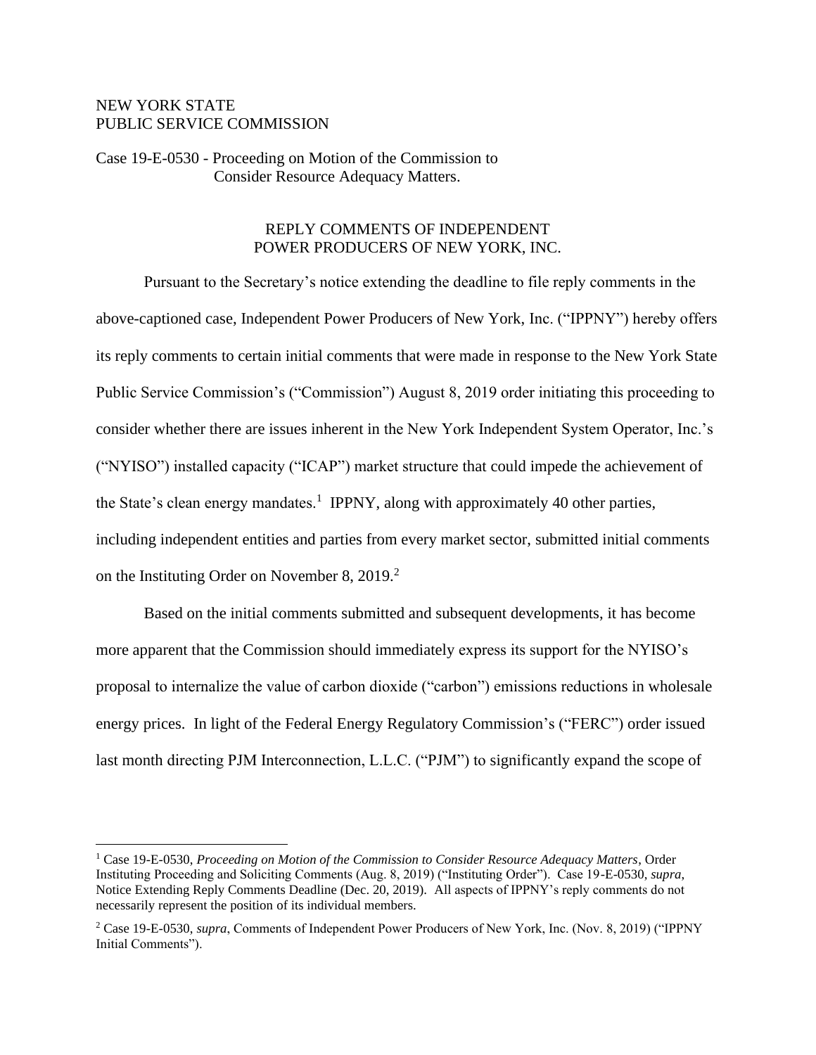NEW YORK STATE
PUBLIC SERVICE COMMISSION

Case 19-E-0530 - Proceeding on Motion of the Commission to Consider Resource Adequacy Matters.

REPLY COMMENTS OF INDEPENDENT
POWER PRODUCERS OF NEW YORK, INC.

Pursuant to the Secretary's notice extending the deadline to file reply comments in the above-captioned case, Independent Power Producers of New York, Inc. ("IPPNY") hereby offers its reply comments to certain initial comments that were made in response to the New York State Public Service Commission's ("Commission") August 8, 2019 order initiating this proceeding to consider whether there are issues inherent in the New York Independent System Operator, Inc.'s ("NYISO") installed capacity ("ICAP") market structure that could impede the achievement of the State's clean energy mandates.[1] IPPNY, along with approximately 40 other parties, including independent entities and parties from every market sector, submitted initial comments on the Instituting Order on November 8, 2019.[2]

Based on the initial comments submitted and subsequent developments, it has become more apparent that the Commission should immediately express its support for the NYISO's proposal to internalize the value of carbon dioxide ("carbon") emissions reductions in wholesale energy prices. In light of the Federal Energy Regulatory Commission's ("FERC") order issued last month directing PJM Interconnection, L.L.C. ("PJM") to significantly expand the scope of

---

[1] Case 19-E-0530, *Proceeding on Motion of the Commission to Consider Resource Adequacy Matters*, Order Instituting Proceeding and Soliciting Comments (Aug. 8, 2019) ("Instituting Order"). Case 19-E-0530, *supra*, Notice Extending Reply Comments Deadline (Dec. 20, 2019). All aspects of IPPNY's reply comments do not necessarily represent the position of its individual members.

[2] Case 19-E-0530, *supra*, Comments of Independent Power Producers of New York, Inc. (Nov. 8, 2019) ("IPPNY Initial Comments").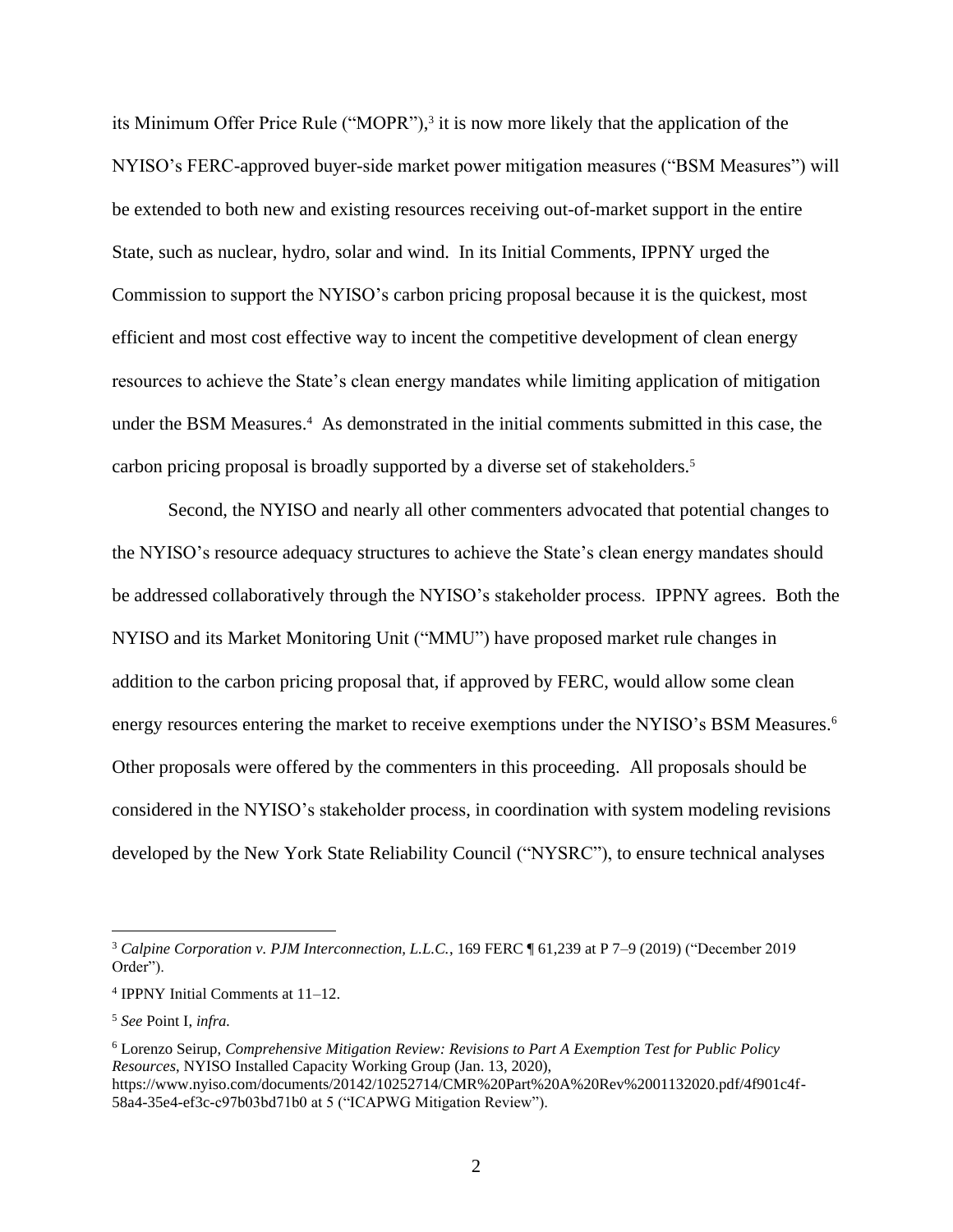its Minimum Offer Price Rule ("MOPR"),[3] it is now more likely that the application of the NYISO's FERC-approved buyer-side market power mitigation measures ("BSM Measures") will be extended to both new and existing resources receiving out-of-market support in the entire State, such as nuclear, hydro, solar and wind. In its Initial Comments, IPPNY urged the Commission to support the NYISO's carbon pricing proposal because it is the quickest, most efficient and most cost effective way to incent the competitive development of clean energy resources to achieve the State's clean energy mandates while limiting application of mitigation under the BSM Measures.[4] As demonstrated in the initial comments submitted in this case, the carbon pricing proposal is broadly supported by a diverse set of stakeholders.[5]

Second, the NYISO and nearly all other commenters advocated that potential changes to the NYISO's resource adequacy structures to achieve the State's clean energy mandates should be addressed collaboratively through the NYISO's stakeholder process. IPPNY agrees. Both the NYISO and its Market Monitoring Unit ("MMU") have proposed market rule changes in addition to the carbon pricing proposal that, if approved by FERC, would allow some clean energy resources entering the market to receive exemptions under the NYISO's BSM Measures.[6] Other proposals were offered by the commenters in this proceeding. All proposals should be considered in the NYISO's stakeholder process, in coordination with system modeling revisions developed by the New York State Reliability Council ("NYSRC"), to ensure technical analyses

---

[3] *Calpine Corporation v. PJM Interconnection, L.L.C.*, 169 FERC ¶ 61,239 at P 7–9 (2019) ("December 2019 Order").

[4] IPPNY Initial Comments at 11–12.

[5] *See* Point I, *infra.*

[6] Lorenzo Seirup, *Comprehensive Mitigation Review: Revisions to Part A Exemption Test for Public Policy Resources*, NYISO Installed Capacity Working Group (Jan. 13, 2020), https://www.nyiso.com/documents/20142/10252714/CMR%20Part%20A%20Rev%2001132020.pdf/4f901c4f-58a4-35e4-ef3c-c97b03bd71b0 at 5 ("ICAPWG Mitigation Review").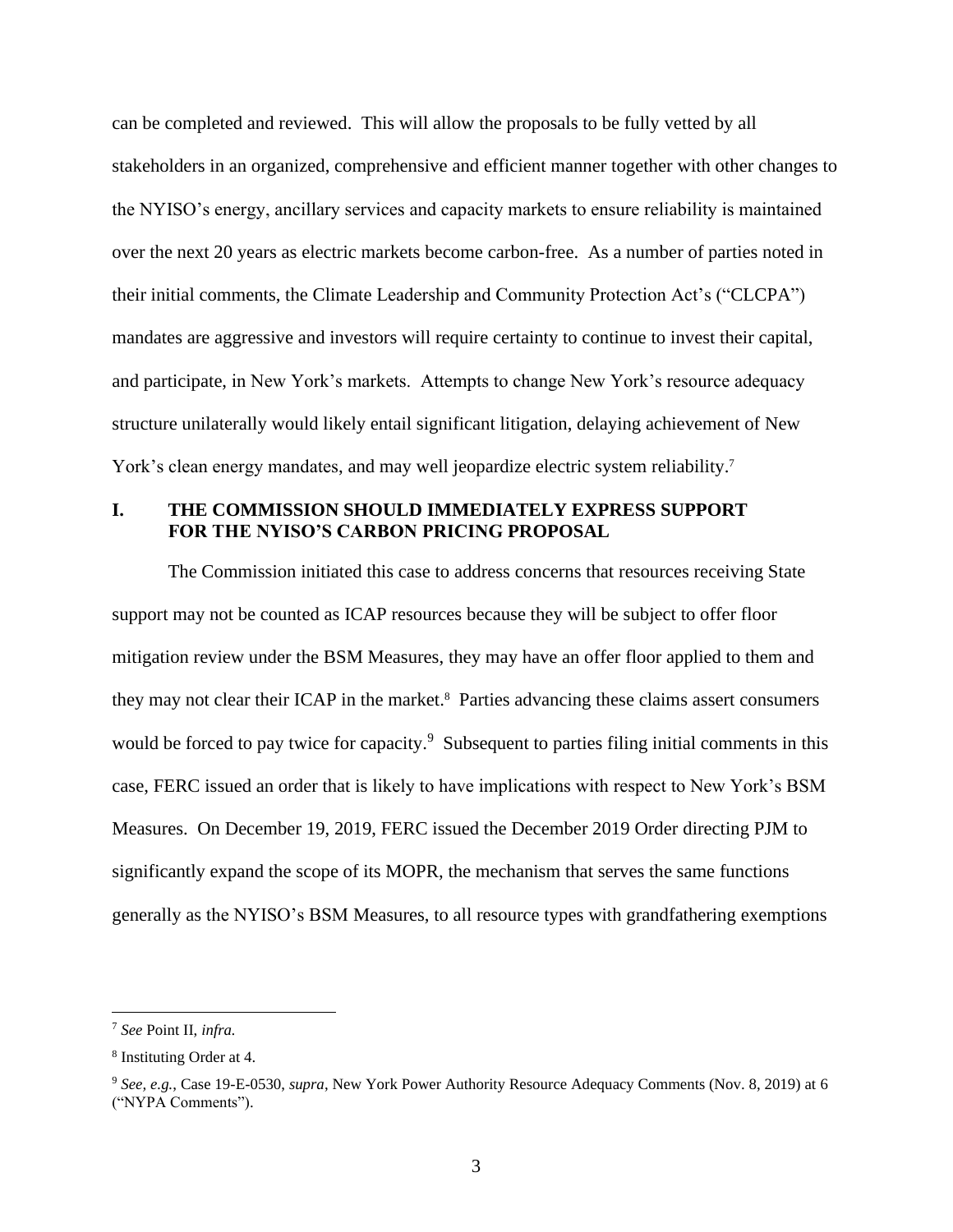can be completed and reviewed. This will allow the proposals to be fully vetted by all stakeholders in an organized, comprehensive and efficient manner together with other changes to the NYISO's energy, ancillary services and capacity markets to ensure reliability is maintained over the next 20 years as electric markets become carbon-free. As a number of parties noted in their initial comments, the Climate Leadership and Community Protection Act's ("CLCPA") mandates are aggressive and investors will require certainty to continue to invest their capital, and participate, in New York's markets. Attempts to change New York's resource adequacy structure unilaterally would likely entail significant litigation, delaying achievement of New York's clean energy mandates, and may well jeopardize electric system reliability.[7]

## I. THE COMMISSION SHOULD IMMEDIATELY EXPRESS SUPPORT FOR THE NYISO'S CARBON PRICING PROPOSAL

The Commission initiated this case to address concerns that resources receiving State support may not be counted as ICAP resources because they will be subject to offer floor mitigation review under the BSM Measures, they may have an offer floor applied to them and they may not clear their ICAP in the market.[8] Parties advancing these claims assert consumers would be forced to pay twice for capacity.[9] Subsequent to parties filing initial comments in this case, FERC issued an order that is likely to have implications with respect to New York's BSM Measures. On December 19, 2019, FERC issued the December 2019 Order directing PJM to significantly expand the scope of its MOPR, the mechanism that serves the same functions generally as the NYISO's BSM Measures, to all resource types with grandfathering exemptions

---

[7] *See* Point II, *infra.*

[8] Instituting Order at 4.

[9] *See, e.g.*, Case 19-E-0530, *supra*, New York Power Authority Resource Adequacy Comments (Nov. 8, 2019) at 6 ("NYPA Comments").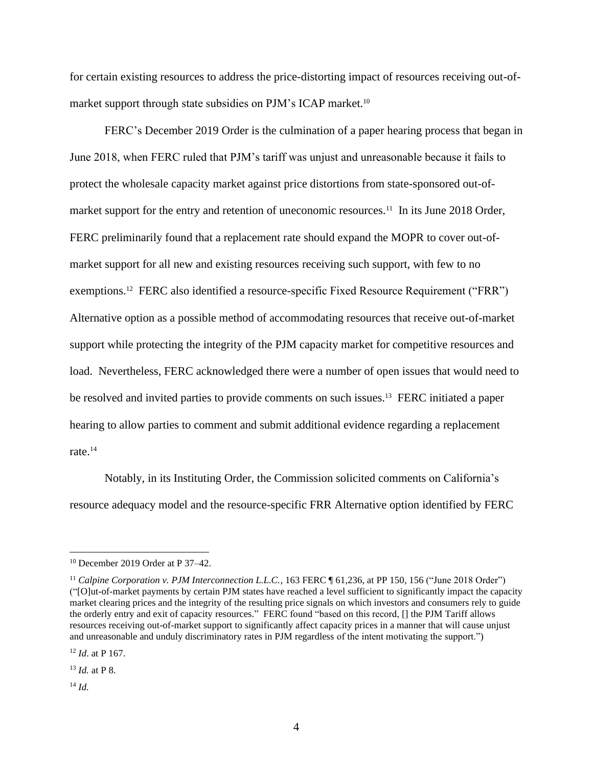for certain existing resources to address the price-distorting impact of resources receiving out-of-market support through state subsidies on PJM's ICAP market.[10]

FERC's December 2019 Order is the culmination of a paper hearing process that began in June 2018, when FERC ruled that PJM's tariff was unjust and unreasonable because it fails to protect the wholesale capacity market against price distortions from state-sponsored out-of-market support for the entry and retention of uneconomic resources.[11] In its June 2018 Order, FERC preliminarily found that a replacement rate should expand the MOPR to cover out-of-market support for all new and existing resources receiving such support, with few to no exemptions.[12] FERC also identified a resource-specific Fixed Resource Requirement ("FRR") Alternative option as a possible method of accommodating resources that receive out-of-market support while protecting the integrity of the PJM capacity market for competitive resources and load. Nevertheless, FERC acknowledged there were a number of open issues that would need to be resolved and invited parties to provide comments on such issues.[13] FERC initiated a paper hearing to allow parties to comment and submit additional evidence regarding a replacement rate.[14]

Notably, in its Instituting Order, the Commission solicited comments on California's resource adequacy model and the resource-specific FRR Alternative option identified by FERC

---

[10] December 2019 Order at P 37–42.

[11] *Calpine Corporation v. PJM Interconnection L.L.C.*, 163 FERC ¶ 61,236, at PP 150, 156 ("June 2018 Order") ("[O]ut-of-market payments by certain PJM states have reached a level sufficient to significantly impact the capacity market clearing prices and the integrity of the resulting price signals on which investors and consumers rely to guide the orderly entry and exit of capacity resources." FERC found "based on this record, [] the PJM Tariff allows resources receiving out-of-market support to significantly affect capacity prices in a manner that will cause unjust and unreasonable and unduly discriminatory rates in PJM regardless of the intent motivating the support.")

[12] *Id*. at P 167.

[13] *Id.* at P 8.

[14] *Id.*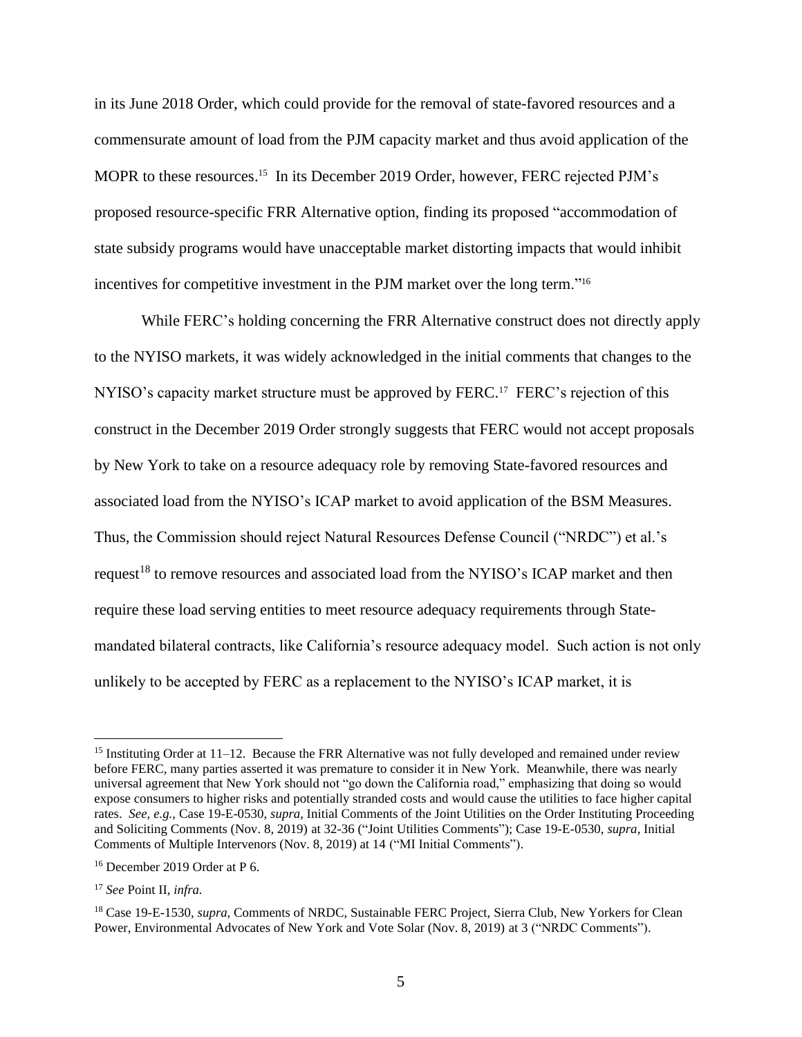in its June 2018 Order, which could provide for the removal of state-favored resources and a commensurate amount of load from the PJM capacity market and thus avoid application of the MOPR to these resources.[15] In its December 2019 Order, however, FERC rejected PJM's proposed resource-specific FRR Alternative option, finding its proposed "accommodation of state subsidy programs would have unacceptable market distorting impacts that would inhibit incentives for competitive investment in the PJM market over the long term."[16]

While FERC's holding concerning the FRR Alternative construct does not directly apply to the NYISO markets, it was widely acknowledged in the initial comments that changes to the NYISO's capacity market structure must be approved by FERC.[17] FERC's rejection of this construct in the December 2019 Order strongly suggests that FERC would not accept proposals by New York to take on a resource adequacy role by removing State-favored resources and associated load from the NYISO's ICAP market to avoid application of the BSM Measures. Thus, the Commission should reject Natural Resources Defense Council ("NRDC") et al.'s request[18] to remove resources and associated load from the NYISO's ICAP market and then require these load serving entities to meet resource adequacy requirements through State-mandated bilateral contracts, like California's resource adequacy model. Such action is not only unlikely to be accepted by FERC as a replacement to the NYISO's ICAP market, it is

---

[15] Instituting Order at 11–12. Because the FRR Alternative was not fully developed and remained under review before FERC, many parties asserted it was premature to consider it in New York. Meanwhile, there was nearly universal agreement that New York should not "go down the California road," emphasizing that doing so would expose consumers to higher risks and potentially stranded costs and would cause the utilities to face higher capital rates. *See, e.g.,* Case 19-E-0530, *supra*, Initial Comments of the Joint Utilities on the Order Instituting Proceeding and Soliciting Comments (Nov. 8, 2019) at 32-36 ("Joint Utilities Comments"); Case 19-E-0530, *supra*, Initial Comments of Multiple Intervenors (Nov. 8, 2019) at 14 ("MI Initial Comments").

[16] December 2019 Order at P 6.

[17] *See* Point II, *infra.*

[18] Case 19-E-1530, *supra*, Comments of NRDC, Sustainable FERC Project, Sierra Club, New Yorkers for Clean Power, Environmental Advocates of New York and Vote Solar (Nov. 8, 2019) at 3 ("NRDC Comments").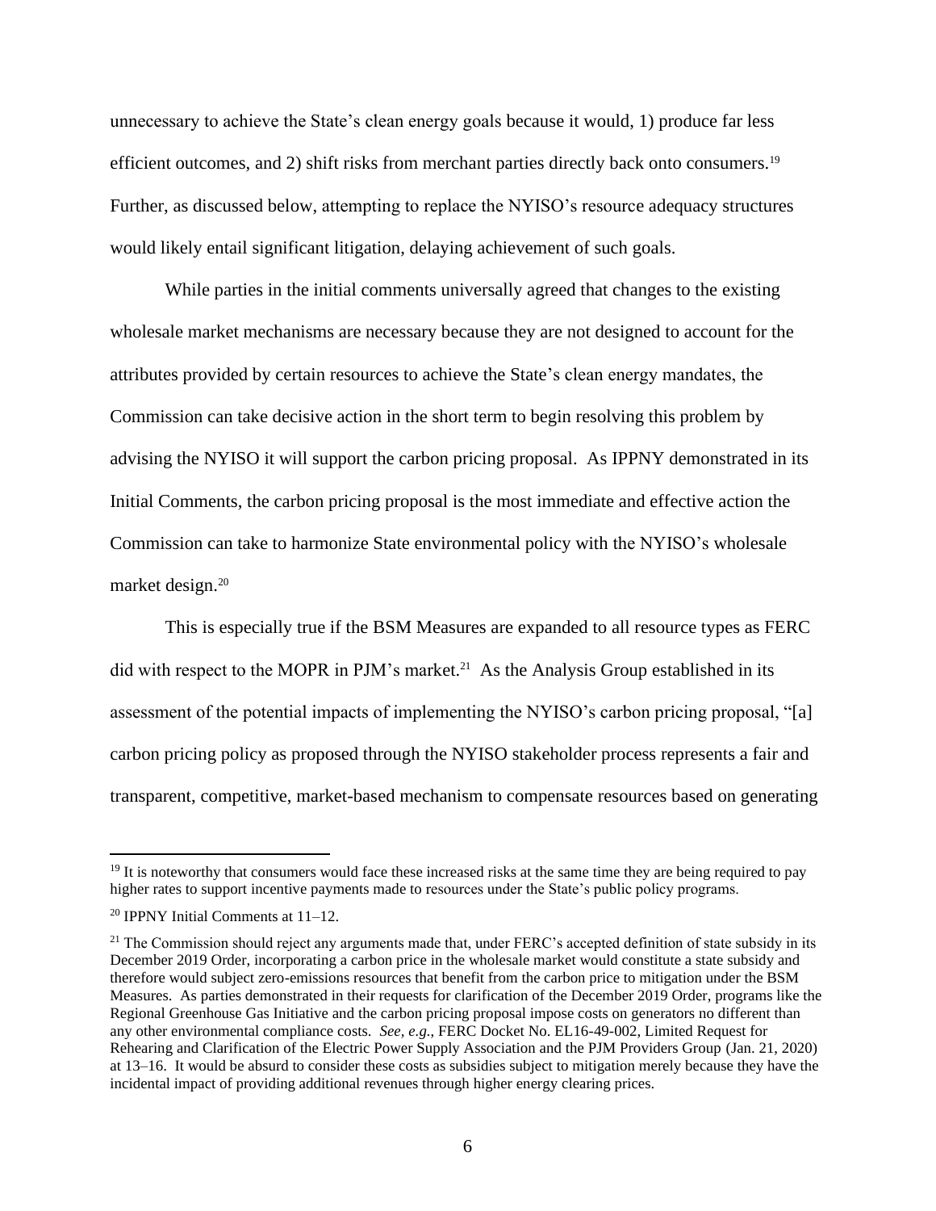unnecessary to achieve the State's clean energy goals because it would, 1) produce far less efficient outcomes, and 2) shift risks from merchant parties directly back onto consumers.[19] Further, as discussed below, attempting to replace the NYISO's resource adequacy structures would likely entail significant litigation, delaying achievement of such goals.

While parties in the initial comments universally agreed that changes to the existing wholesale market mechanisms are necessary because they are not designed to account for the attributes provided by certain resources to achieve the State's clean energy mandates, the Commission can take decisive action in the short term to begin resolving this problem by advising the NYISO it will support the carbon pricing proposal. As IPPNY demonstrated in its Initial Comments, the carbon pricing proposal is the most immediate and effective action the Commission can take to harmonize State environmental policy with the NYISO's wholesale market design.[20]

This is especially true if the BSM Measures are expanded to all resource types as FERC did with respect to the MOPR in PJM's market.[21] As the Analysis Group established in its assessment of the potential impacts of implementing the NYISO's carbon pricing proposal, "[a] carbon pricing policy as proposed through the NYISO stakeholder process represents a fair and transparent, competitive, market-based mechanism to compensate resources based on generating

---

[19] It is noteworthy that consumers would face these increased risks at the same time they are being required to pay higher rates to support incentive payments made to resources under the State's public policy programs.

[20] IPPNY Initial Comments at 11–12.

[21] The Commission should reject any arguments made that, under FERC's accepted definition of state subsidy in its December 2019 Order, incorporating a carbon price in the wholesale market would constitute a state subsidy and therefore would subject zero-emissions resources that benefit from the carbon price to mitigation under the BSM Measures. As parties demonstrated in their requests for clarification of the December 2019 Order, programs like the Regional Greenhouse Gas Initiative and the carbon pricing proposal impose costs on generators no different than any other environmental compliance costs. *See, e.g.*, FERC Docket No. EL16-49-002, Limited Request for Rehearing and Clarification of the Electric Power Supply Association and the PJM Providers Group (Jan. 21, 2020) at 13–16. It would be absurd to consider these costs as subsidies subject to mitigation merely because they have the incidental impact of providing additional revenues through higher energy clearing prices.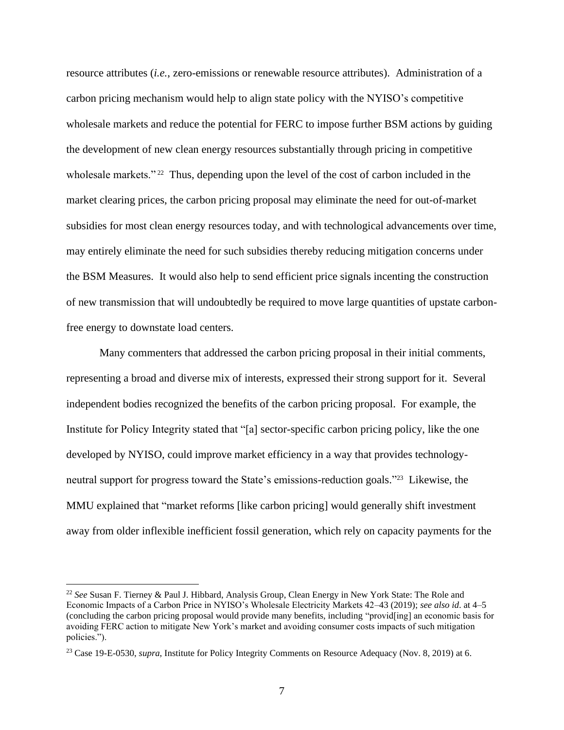resource attributes (*i.e.*, zero-emissions or renewable resource attributes). Administration of a carbon pricing mechanism would help to align state policy with the NYISO's competitive wholesale markets and reduce the potential for FERC to impose further BSM actions by guiding the development of new clean energy resources substantially through pricing in competitive wholesale markets."[22] Thus, depending upon the level of the cost of carbon included in the market clearing prices, the carbon pricing proposal may eliminate the need for out-of-market subsidies for most clean energy resources today, and with technological advancements over time, may entirely eliminate the need for such subsidies thereby reducing mitigation concerns under the BSM Measures. It would also help to send efficient price signals incenting the construction of new transmission that will undoubtedly be required to move large quantities of upstate carbon-free energy to downstate load centers.

Many commenters that addressed the carbon pricing proposal in their initial comments, representing a broad and diverse mix of interests, expressed their strong support for it. Several independent bodies recognized the benefits of the carbon pricing proposal. For example, the Institute for Policy Integrity stated that "[a] sector-specific carbon pricing policy, like the one developed by NYISO, could improve market efficiency in a way that provides technology-neutral support for progress toward the State's emissions-reduction goals."[23] Likewise, the MMU explained that "market reforms [like carbon pricing] would generally shift investment away from older inflexible inefficient fossil generation, which rely on capacity payments for the

---

[22] *See* Susan F. Tierney & Paul J. Hibbard, Analysis Group, Clean Energy in New York State: The Role and Economic Impacts of a Carbon Price in NYISO's Wholesale Electricity Markets 42–43 (2019); *see also id*. at 4–5 (concluding the carbon pricing proposal would provide many benefits, including "provid[ing] an economic basis for avoiding FERC action to mitigate New York's market and avoiding consumer costs impacts of such mitigation policies.").

[23] Case 19-E-0530, *supra*, Institute for Policy Integrity Comments on Resource Adequacy (Nov. 8, 2019) at 6.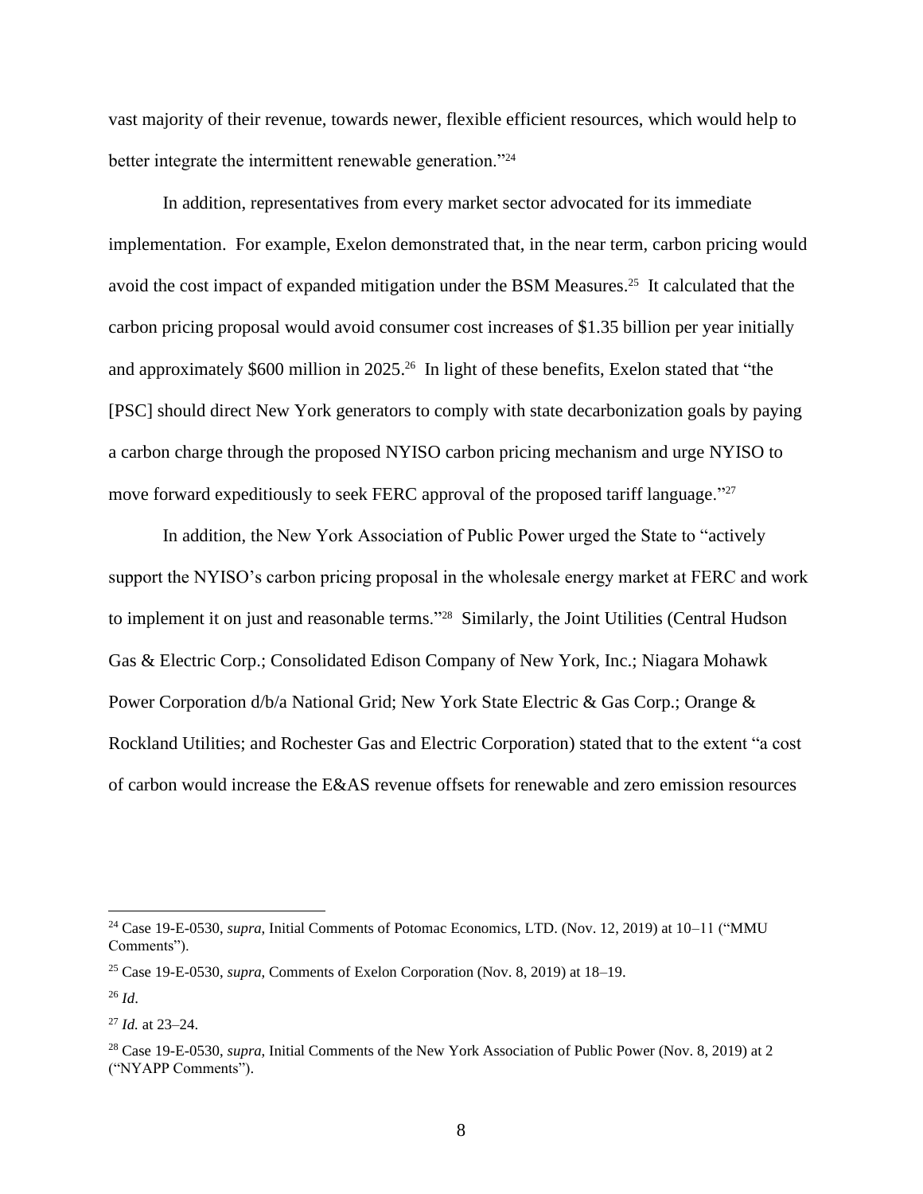vast majority of their revenue, towards newer, flexible efficient resources, which would help to better integrate the intermittent renewable generation."[24]

In addition, representatives from every market sector advocated for its immediate implementation. For example, Exelon demonstrated that, in the near term, carbon pricing would avoid the cost impact of expanded mitigation under the BSM Measures.[25] It calculated that the carbon pricing proposal would avoid consumer cost increases of $1.35 billion per year initially and approximately $600 million in 2025.[26] In light of these benefits, Exelon stated that "the [PSC] should direct New York generators to comply with state decarbonization goals by paying a carbon charge through the proposed NYISO carbon pricing mechanism and urge NYISO to move forward expeditiously to seek FERC approval of the proposed tariff language."[27]

In addition, the New York Association of Public Power urged the State to "actively support the NYISO's carbon pricing proposal in the wholesale energy market at FERC and work to implement it on just and reasonable terms."[28] Similarly, the Joint Utilities (Central Hudson Gas & Electric Corp.; Consolidated Edison Company of New York, Inc.; Niagara Mohawk Power Corporation d/b/a National Grid; New York State Electric & Gas Corp.; Orange & Rockland Utilities; and Rochester Gas and Electric Corporation) stated that to the extent "a cost of carbon would increase the E&AS revenue offsets for renewable and zero emission resources

---

[24] Case 19-E-0530, *supra*, Initial Comments of Potomac Economics, LTD. (Nov. 12, 2019) at 10–11 ("MMU Comments").

[25] Case 19-E-0530, *supra*, Comments of Exelon Corporation (Nov. 8, 2019) at 18–19.

[26] *Id*.

[27] *Id.* at 23–24.

[28] Case 19-E-0530, *supra*, Initial Comments of the New York Association of Public Power (Nov. 8, 2019) at 2 ("NYAPP Comments").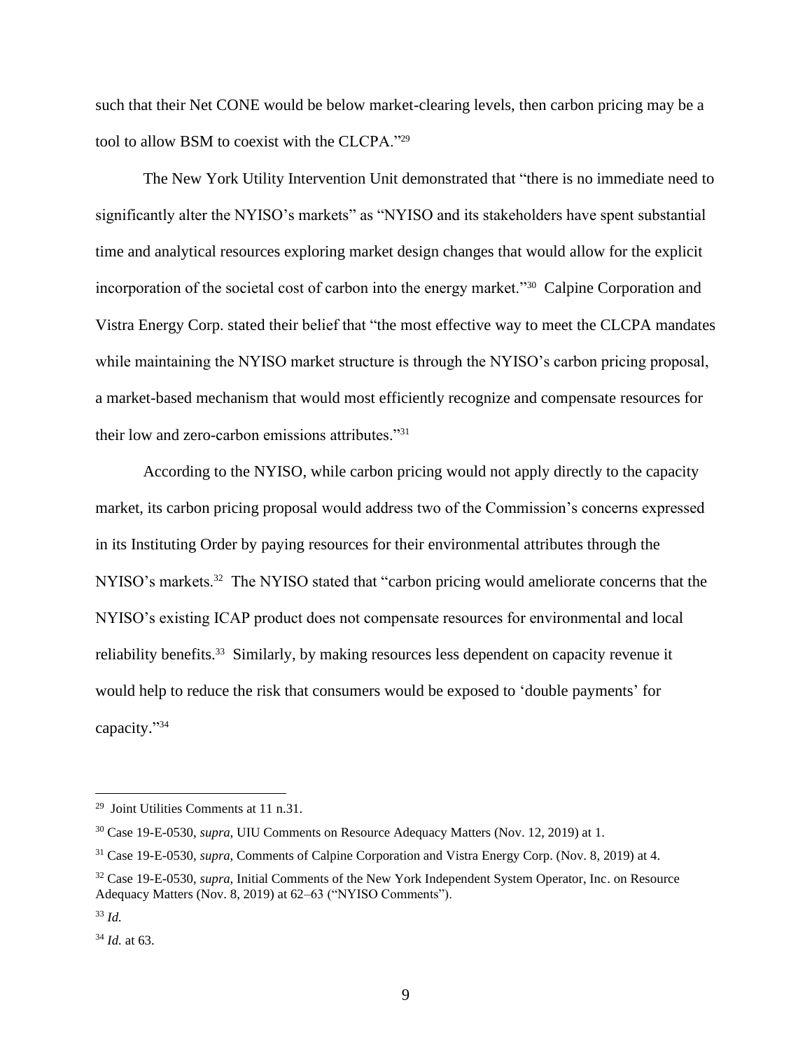such that their Net CONE would be below market-clearing levels, then carbon pricing may be a tool to allow BSM to coexist with the CLCPA."[29]

The New York Utility Intervention Unit demonstrated that "there is no immediate need to significantly alter the NYISO's markets" as "NYISO and its stakeholders have spent substantial time and analytical resources exploring market design changes that would allow for the explicit incorporation of the societal cost of carbon into the energy market."[30] Calpine Corporation and Vistra Energy Corp. stated their belief that "the most effective way to meet the CLCPA mandates while maintaining the NYISO market structure is through the NYISO's carbon pricing proposal, a market-based mechanism that would most efficiently recognize and compensate resources for their low and zero-carbon emissions attributes."[31]

According to the NYISO, while carbon pricing would not apply directly to the capacity market, its carbon pricing proposal would address two of the Commission's concerns expressed in its Instituting Order by paying resources for their environmental attributes through the NYISO's markets.[32] The NYISO stated that "carbon pricing would ameliorate concerns that the NYISO's existing ICAP product does not compensate resources for environmental and local reliability benefits.[33] Similarly, by making resources less dependent on capacity revenue it would help to reduce the risk that consumers would be exposed to 'double payments' for capacity."[34]

---

[29] Joint Utilities Comments at 11 n.31.

[30] Case 19-E-0530, *supra*, UIU Comments on Resource Adequacy Matters (Nov. 12, 2019) at 1.

[31] Case 19-E-0530, *supra*, Comments of Calpine Corporation and Vistra Energy Corp. (Nov. 8, 2019) at 4.

[32] Case 19-E-0530, *supra*, Initial Comments of the New York Independent System Operator, Inc. on Resource Adequacy Matters (Nov. 8, 2019) at 62–63 ("NYISO Comments").

[33] *Id.*

[34] *Id.* at 63.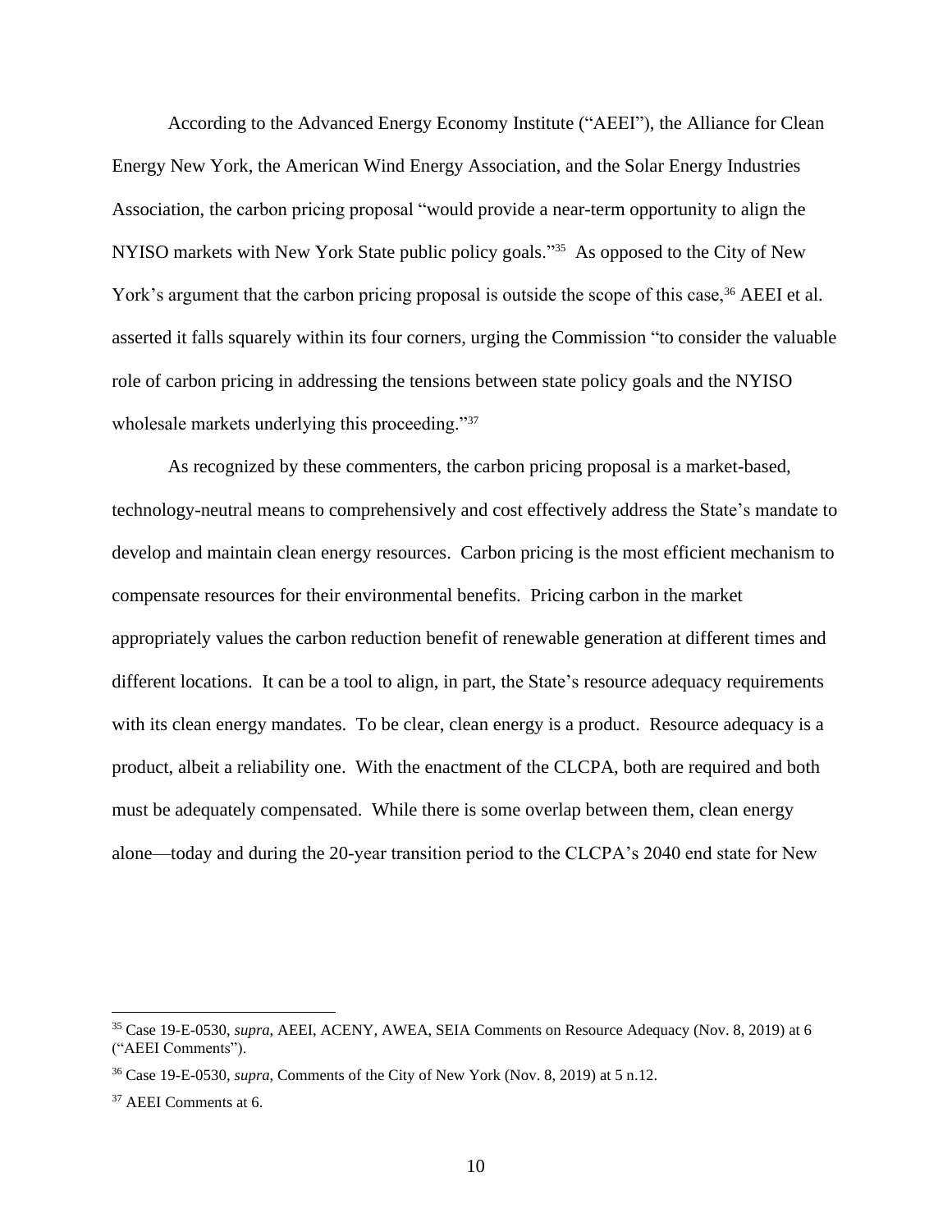According to the Advanced Energy Economy Institute ("AEEI"), the Alliance for Clean Energy New York, the American Wind Energy Association, and the Solar Energy Industries Association, the carbon pricing proposal "would provide a near-term opportunity to align the NYISO markets with New York State public policy goals."[35] As opposed to the City of New York's argument that the carbon pricing proposal is outside the scope of this case,[36] AEEI et al. asserted it falls squarely within its four corners, urging the Commission "to consider the valuable role of carbon pricing in addressing the tensions between state policy goals and the NYISO wholesale markets underlying this proceeding."[37]

As recognized by these commenters, the carbon pricing proposal is a market-based, technology-neutral means to comprehensively and cost effectively address the State's mandate to develop and maintain clean energy resources. Carbon pricing is the most efficient mechanism to compensate resources for their environmental benefits. Pricing carbon in the market appropriately values the carbon reduction benefit of renewable generation at different times and different locations. It can be a tool to align, in part, the State's resource adequacy requirements with its clean energy mandates. To be clear, clean energy is a product. Resource adequacy is a product, albeit a reliability one. With the enactment of the CLCPA, both are required and both must be adequately compensated. While there is some overlap between them, clean energy alone—today and during the 20-year transition period to the CLCPA's 2040 end state for New

---

[35] Case 19-E-0530, *supra*, AEEI, ACENY, AWEA, SEIA Comments on Resource Adequacy (Nov. 8, 2019) at 6 ("AEEI Comments").

[36] Case 19-E-0530, *supra*, Comments of the City of New York (Nov. 8, 2019) at 5 n.12.

[37] AEEI Comments at 6.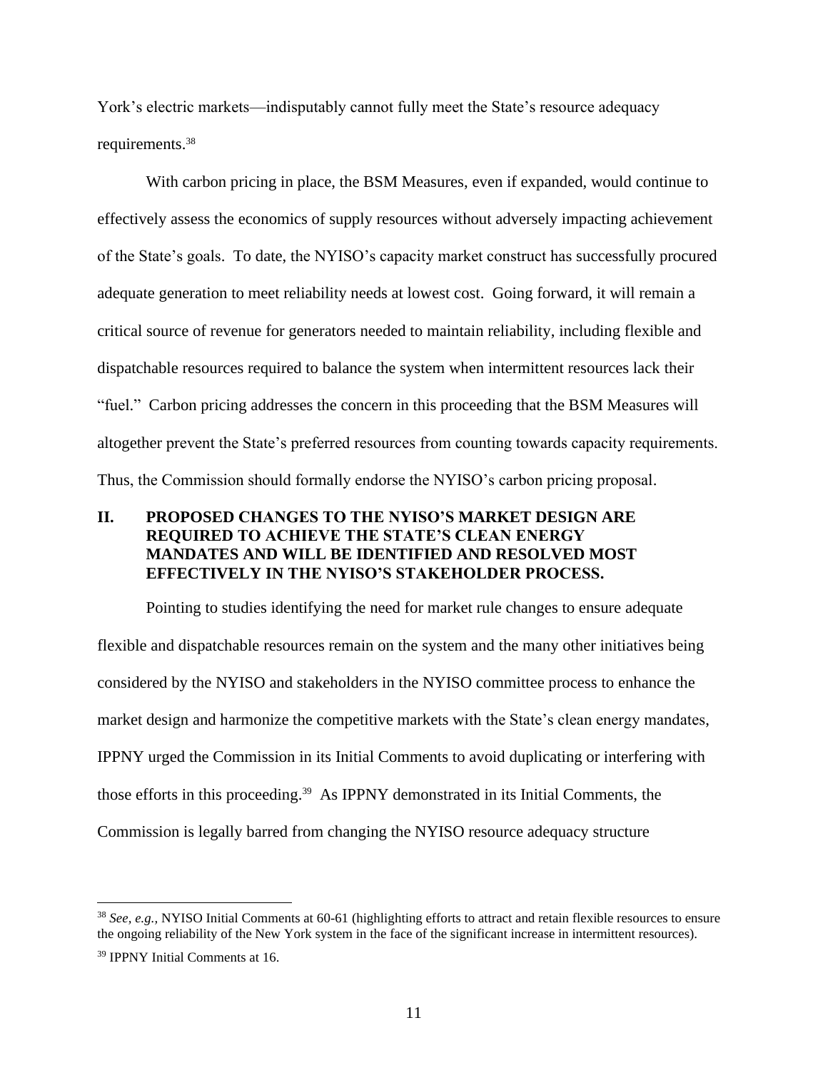York's electric markets—indisputably cannot fully meet the State's resource adequacy requirements.[38]

With carbon pricing in place, the BSM Measures, even if expanded, would continue to effectively assess the economics of supply resources without adversely impacting achievement of the State's goals. To date, the NYISO's capacity market construct has successfully procured adequate generation to meet reliability needs at lowest cost. Going forward, it will remain a critical source of revenue for generators needed to maintain reliability, including flexible and dispatchable resources required to balance the system when intermittent resources lack their "fuel." Carbon pricing addresses the concern in this proceeding that the BSM Measures will altogether prevent the State's preferred resources from counting towards capacity requirements. Thus, the Commission should formally endorse the NYISO's carbon pricing proposal.

## II. PROPOSED CHANGES TO THE NYISO'S MARKET DESIGN ARE REQUIRED TO ACHIEVE THE STATE'S CLEAN ENERGY MANDATES AND WILL BE IDENTIFIED AND RESOLVED MOST EFFECTIVELY IN THE NYISO'S STAKEHOLDER PROCESS.

Pointing to studies identifying the need for market rule changes to ensure adequate flexible and dispatchable resources remain on the system and the many other initiatives being considered by the NYISO and stakeholders in the NYISO committee process to enhance the market design and harmonize the competitive markets with the State's clean energy mandates, IPPNY urged the Commission in its Initial Comments to avoid duplicating or interfering with those efforts in this proceeding.[39] As IPPNY demonstrated in its Initial Comments, the Commission is legally barred from changing the NYISO resource adequacy structure

---

[38] *See, e.g.,* NYISO Initial Comments at 60-61 (highlighting efforts to attract and retain flexible resources to ensure the ongoing reliability of the New York system in the face of the significant increase in intermittent resources).

[39] IPPNY Initial Comments at 16.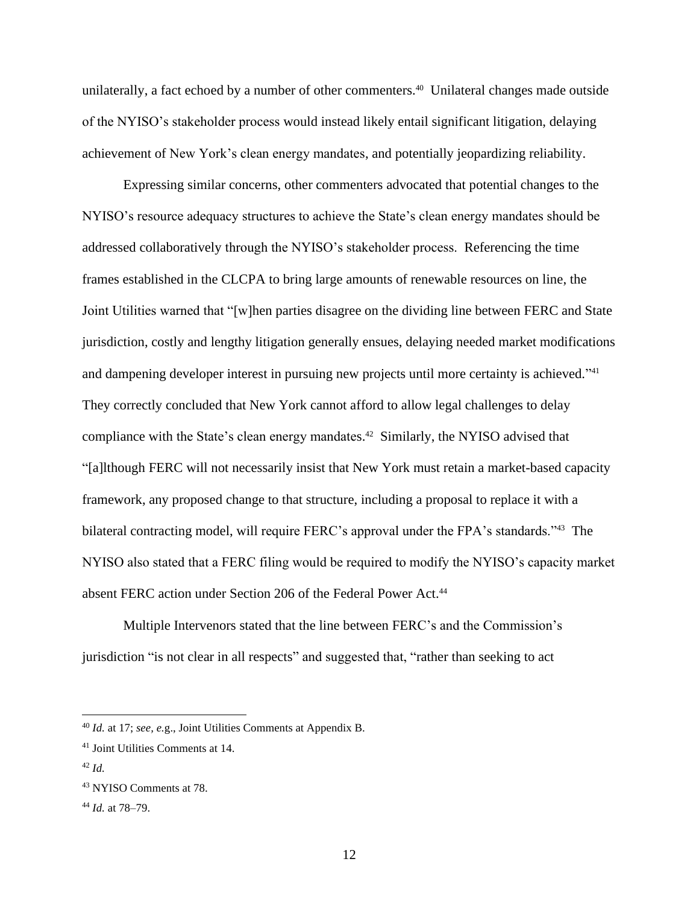unilaterally, a fact echoed by a number of other commenters.[40] Unilateral changes made outside of the NYISO's stakeholder process would instead likely entail significant litigation, delaying achievement of New York's clean energy mandates, and potentially jeopardizing reliability.

Expressing similar concerns, other commenters advocated that potential changes to the NYISO's resource adequacy structures to achieve the State's clean energy mandates should be addressed collaboratively through the NYISO's stakeholder process. Referencing the time frames established in the CLCPA to bring large amounts of renewable resources on line, the Joint Utilities warned that "[w]hen parties disagree on the dividing line between FERC and State jurisdiction, costly and lengthy litigation generally ensues, delaying needed market modifications and dampening developer interest in pursuing new projects until more certainty is achieved."[41] They correctly concluded that New York cannot afford to allow legal challenges to delay compliance with the State's clean energy mandates.[42] Similarly, the NYISO advised that "[a]lthough FERC will not necessarily insist that New York must retain a market-based capacity framework, any proposed change to that structure, including a proposal to replace it with a bilateral contracting model, will require FERC's approval under the FPA's standards."[43] The NYISO also stated that a FERC filing would be required to modify the NYISO's capacity market absent FERC action under Section 206 of the Federal Power Act.[44]

Multiple Intervenors stated that the line between FERC's and the Commission's jurisdiction "is not clear in all respects" and suggested that, "rather than seeking to act

---

[40] *Id.* at 17; *see, e.*g., Joint Utilities Comments at Appendix B.

[41] Joint Utilities Comments at 14.

[42] *Id.*

[43] NYISO Comments at 78.

[44] *Id.* at 78–79.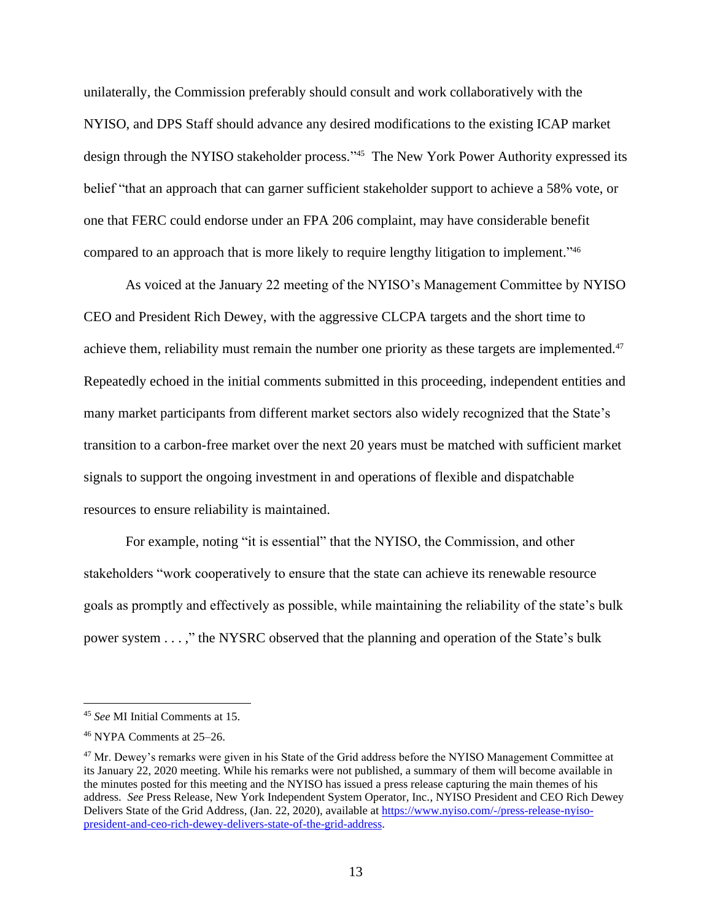unilaterally, the Commission preferably should consult and work collaboratively with the NYISO, and DPS Staff should advance any desired modifications to the existing ICAP market design through the NYISO stakeholder process."[45] The New York Power Authority expressed its belief "that an approach that can garner sufficient stakeholder support to achieve a 58% vote, or one that FERC could endorse under an FPA 206 complaint, may have considerable benefit compared to an approach that is more likely to require lengthy litigation to implement."[46]

As voiced at the January 22 meeting of the NYISO's Management Committee by NYISO CEO and President Rich Dewey, with the aggressive CLCPA targets and the short time to achieve them, reliability must remain the number one priority as these targets are implemented.[47] Repeatedly echoed in the initial comments submitted in this proceeding, independent entities and many market participants from different market sectors also widely recognized that the State's transition to a carbon-free market over the next 20 years must be matched with sufficient market signals to support the ongoing investment in and operations of flexible and dispatchable resources to ensure reliability is maintained.

For example, noting "it is essential" that the NYISO, the Commission, and other stakeholders "work cooperatively to ensure that the state can achieve its renewable resource goals as promptly and effectively as possible, while maintaining the reliability of the state's bulk power system . . . ," the NYSRC observed that the planning and operation of the State's bulk

---

[45] *See* MI Initial Comments at 15.

[46] NYPA Comments at 25–26.

[47] Mr. Dewey's remarks were given in his State of the Grid address before the NYISO Management Committee at its January 22, 2020 meeting. While his remarks were not published, a summary of them will become available in the minutes posted for this meeting and the NYISO has issued a press release capturing the main themes of his address. *See* Press Release, New York Independent System Operator, Inc., NYISO President and CEO Rich Dewey Delivers State of the Grid Address, (Jan. 22, 2020), available at [https://www.nyiso.com/-/press-release-nyiso-president-and-ceo-rich-dewey-delivers-state-of-the-grid-address](https://www.nyiso.com/-/press-release-nyiso-president-and-ceo-rich-dewey-delivers-state-of-the-grid-address).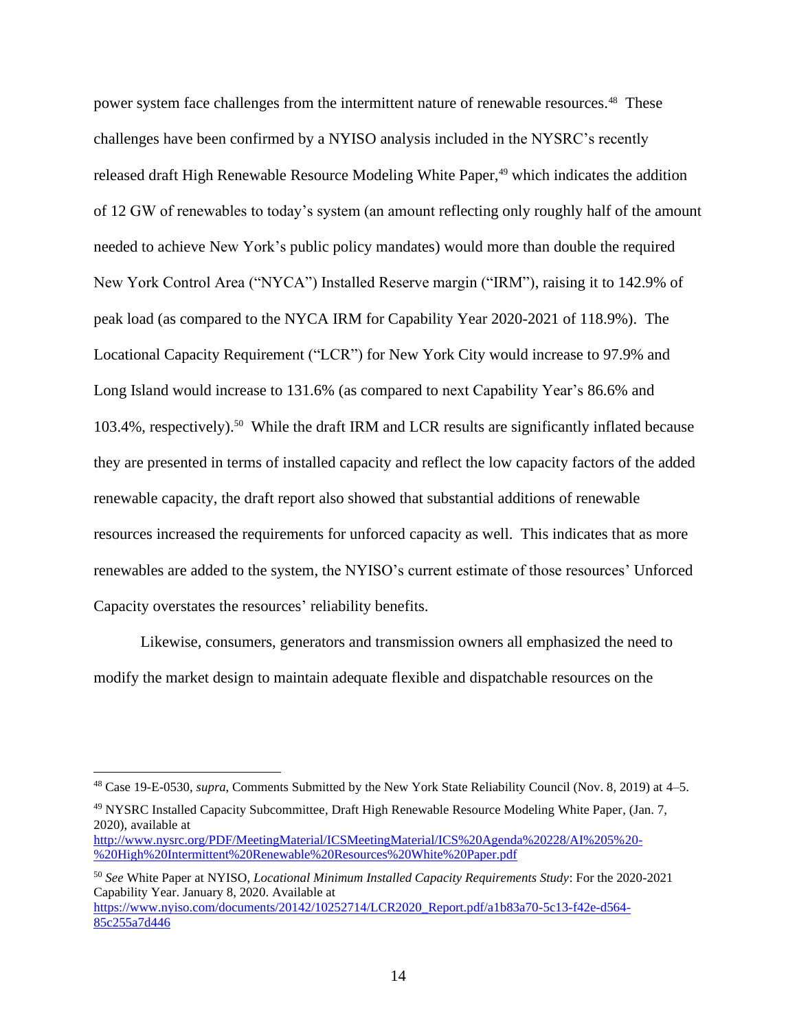power system face challenges from the intermittent nature of renewable resources.[48] These challenges have been confirmed by a NYISO analysis included in the NYSRC's recently released draft High Renewable Resource Modeling White Paper,[49] which indicates the addition of 12 GW of renewables to today's system (an amount reflecting only roughly half of the amount needed to achieve New York's public policy mandates) would more than double the required New York Control Area ("NYCA") Installed Reserve margin ("IRM"), raising it to 142.9% of peak load (as compared to the NYCA IRM for Capability Year 2020-2021 of 118.9%). The Locational Capacity Requirement ("LCR") for New York City would increase to 97.9% and Long Island would increase to 131.6% (as compared to next Capability Year's 86.6% and 103.4%, respectively).[50] While the draft IRM and LCR results are significantly inflated because they are presented in terms of installed capacity and reflect the low capacity factors of the added renewable capacity, the draft report also showed that substantial additions of renewable resources increased the requirements for unforced capacity as well. This indicates that as more renewables are added to the system, the NYISO's current estimate of those resources' Unforced Capacity overstates the resources' reliability benefits.

Likewise, consumers, generators and transmission owners all emphasized the need to modify the market design to maintain adequate flexible and dispatchable resources on the

---

[48] Case 19-E-0530, *supra*, Comments Submitted by the New York State Reliability Council (Nov. 8, 2019) at 4–5.

[49] NYSRC Installed Capacity Subcommittee, Draft High Renewable Resource Modeling White Paper, (Jan. 7, 2020), available at http://www.nysrc.org/PDF/MeetingMaterial/ICSMeetingMaterial/ICS%20Agenda%20228/AI%205%20-%20High%20Intermittent%20Renewable%20Resources%20White%20Paper.pdf

[50] *See* White Paper at NYISO, *Locational Minimum Installed Capacity Requirements Study*: For the 2020-2021 Capability Year. January 8, 2020. Available at https://www.nyiso.com/documents/20142/10252714/LCR2020_Report.pdf/a1b83a70-5c13-f42e-d564-85c255a7d446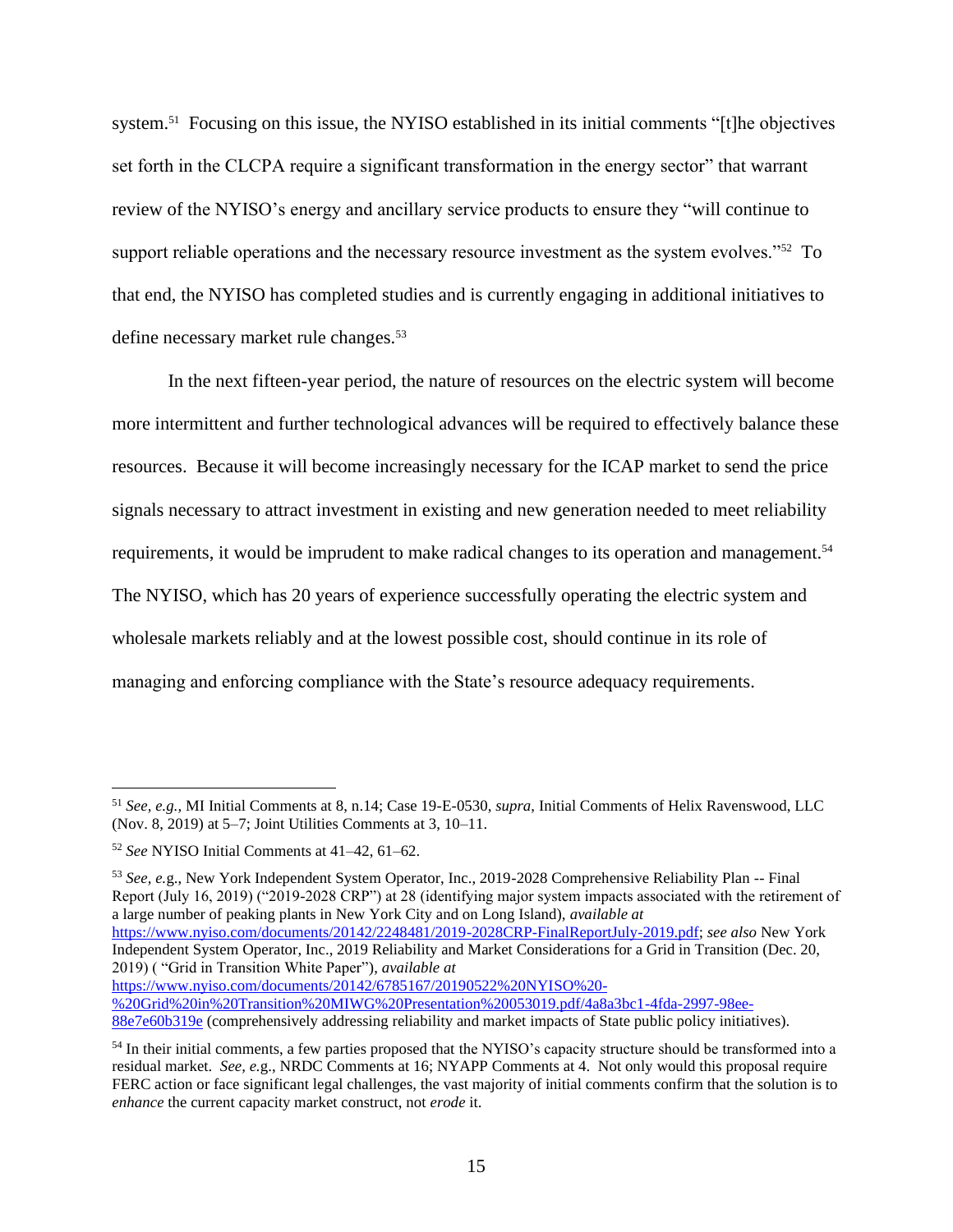system.[51] Focusing on this issue, the NYISO established in its initial comments "[t]he objectives set forth in the CLCPA require a significant transformation in the energy sector" that warrant review of the NYISO's energy and ancillary service products to ensure they "will continue to support reliable operations and the necessary resource investment as the system evolves."[52] To that end, the NYISO has completed studies and is currently engaging in additional initiatives to define necessary market rule changes.[53]

In the next fifteen-year period, the nature of resources on the electric system will become more intermittent and further technological advances will be required to effectively balance these resources. Because it will become increasingly necessary for the ICAP market to send the price signals necessary to attract investment in existing and new generation needed to meet reliability requirements, it would be imprudent to make radical changes to its operation and management.[54] The NYISO, which has 20 years of experience successfully operating the electric system and wholesale markets reliably and at the lowest possible cost, should continue in its role of managing and enforcing compliance with the State's resource adequacy requirements.

---

[51] *See, e.g.,* MI Initial Comments at 8, n.14; Case 19-E-0530, *supra*, Initial Comments of Helix Ravenswood, LLC (Nov. 8, 2019) at 5–7; Joint Utilities Comments at 3, 10–11.

[52] *See* NYISO Initial Comments at 41–42, 61–62.

[53] *See, e.g.,* New York Independent System Operator, Inc., 2019-2028 Comprehensive Reliability Plan -- Final Report (July 16, 2019) ("2019-2028 CRP") at 28 (identifying major system impacts associated with the retirement of a large number of peaking plants in New York City and on Long Island), *available at* https://www.nyiso.com/documents/20142/2248481/2019-2028CRP-FinalReportJuly-2019.pdf; *see also* New York Independent System Operator, Inc., 2019 Reliability and Market Considerations for a Grid in Transition (Dec. 20, 2019) ( "Grid in Transition White Paper"), *available at* https://www.nyiso.com/documents/20142/6785167/20190522%20NYISO%20-%20Grid%20in%20Transition%20MIWG%20Presentation%20053019.pdf/4a8a3bc1-4fda-2997-98ee-88e7e60b319e (comprehensively addressing reliability and market impacts of State public policy initiatives).

[54] In their initial comments, a few parties proposed that the NYISO's capacity structure should be transformed into a residual market. *See, e.g.,* NRDC Comments at 16; NYAPP Comments at 4. Not only would this proposal require FERC action or face significant legal challenges, the vast majority of initial comments confirm that the solution is to *enhance* the current capacity market construct, not *erode* it.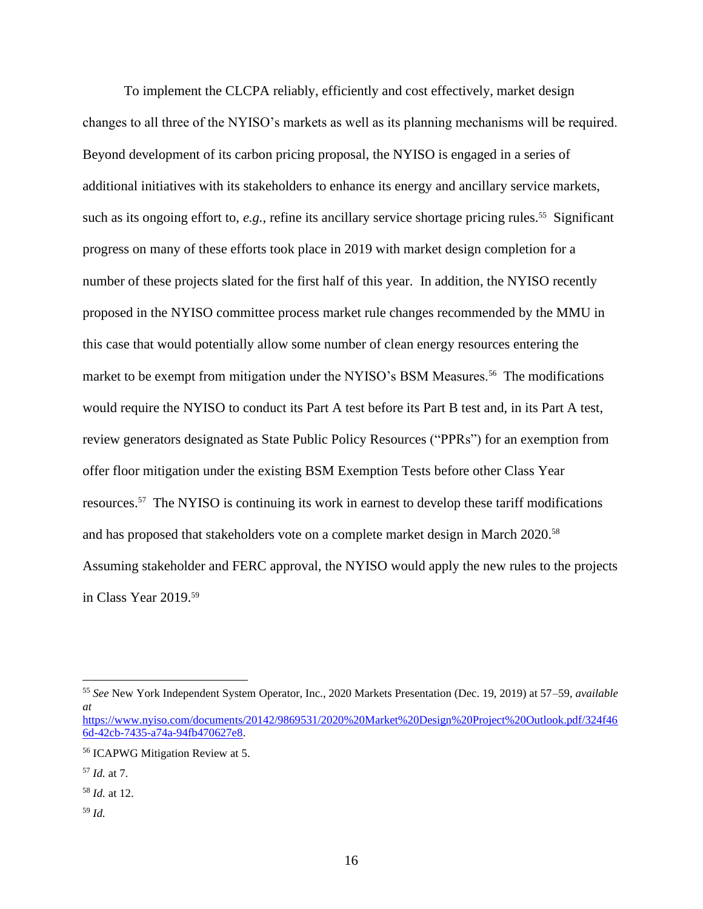To implement the CLCPA reliably, efficiently and cost effectively, market design changes to all three of the NYISO's markets as well as its planning mechanisms will be required. Beyond development of its carbon pricing proposal, the NYISO is engaged in a series of additional initiatives with its stakeholders to enhance its energy and ancillary service markets, such as its ongoing effort to, *e.g.*, refine its ancillary service shortage pricing rules.[55] Significant progress on many of these efforts took place in 2019 with market design completion for a number of these projects slated for the first half of this year. In addition, the NYISO recently proposed in the NYISO committee process market rule changes recommended by the MMU in this case that would potentially allow some number of clean energy resources entering the market to be exempt from mitigation under the NYISO's BSM Measures.[56] The modifications would require the NYISO to conduct its Part A test before its Part B test and, in its Part A test, review generators designated as State Public Policy Resources ("PPRs") for an exemption from offer floor mitigation under the existing BSM Exemption Tests before other Class Year resources.[57] The NYISO is continuing its work in earnest to develop these tariff modifications and has proposed that stakeholders vote on a complete market design in March 2020.[58] Assuming stakeholder and FERC approval, the NYISO would apply the new rules to the projects in Class Year 2019.[59]

---

[55] *See* New York Independent System Operator, Inc., 2020 Markets Presentation (Dec. 19, 2019) at 57–59, *available at* https://www.nyiso.com/documents/20142/9869531/2020%20Market%20Design%20Project%20Outlook.pdf/324f466d-42cb-7435-a74a-94fb470627e8.

[56] ICAPWG Mitigation Review at 5.

[57] *Id.* at 7.

[58] *Id.* at 12.

[59] *Id.*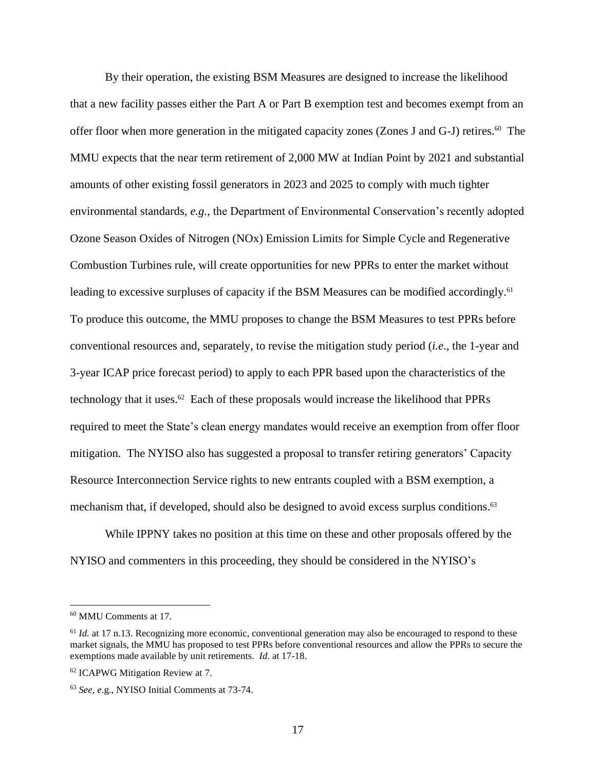By their operation, the existing BSM Measures are designed to increase the likelihood that a new facility passes either the Part A or Part B exemption test and becomes exempt from an offer floor when more generation in the mitigated capacity zones (Zones J and G-J) retires.[60] The MMU expects that the near term retirement of 2,000 MW at Indian Point by 2021 and substantial amounts of other existing fossil generators in 2023 and 2025 to comply with much tighter environmental standards, *e.g.*, the Department of Environmental Conservation's recently adopted Ozone Season Oxides of Nitrogen (NOx) Emission Limits for Simple Cycle and Regenerative Combustion Turbines rule, will create opportunities for new PPRs to enter the market without leading to excessive surpluses of capacity if the BSM Measures can be modified accordingly.[61] To produce this outcome, the MMU proposes to change the BSM Measures to test PPRs before conventional resources and, separately, to revise the mitigation study period (*i.e*., the 1-year and 3-year ICAP price forecast period) to apply to each PPR based upon the characteristics of the technology that it uses.[62] Each of these proposals would increase the likelihood that PPRs required to meet the State's clean energy mandates would receive an exemption from offer floor mitigation. The NYISO also has suggested a proposal to transfer retiring generators' Capacity Resource Interconnection Service rights to new entrants coupled with a BSM exemption, a mechanism that, if developed, should also be designed to avoid excess surplus conditions.[63]

While IPPNY takes no position at this time on these and other proposals offered by the NYISO and commenters in this proceeding, they should be considered in the NYISO's

---

[60] MMU Comments at 17.

[61] *Id.* at 17 n.13. Recognizing more economic, conventional generation may also be encouraged to respond to these market signals, the MMU has proposed to test PPRs before conventional resources and allow the PPRs to secure the exemptions made available by unit retirements. *Id*. at 17-18.

[62] ICAPWG Mitigation Review at 7.

[63] *See, e*.g., NYISO Initial Comments at 73-74.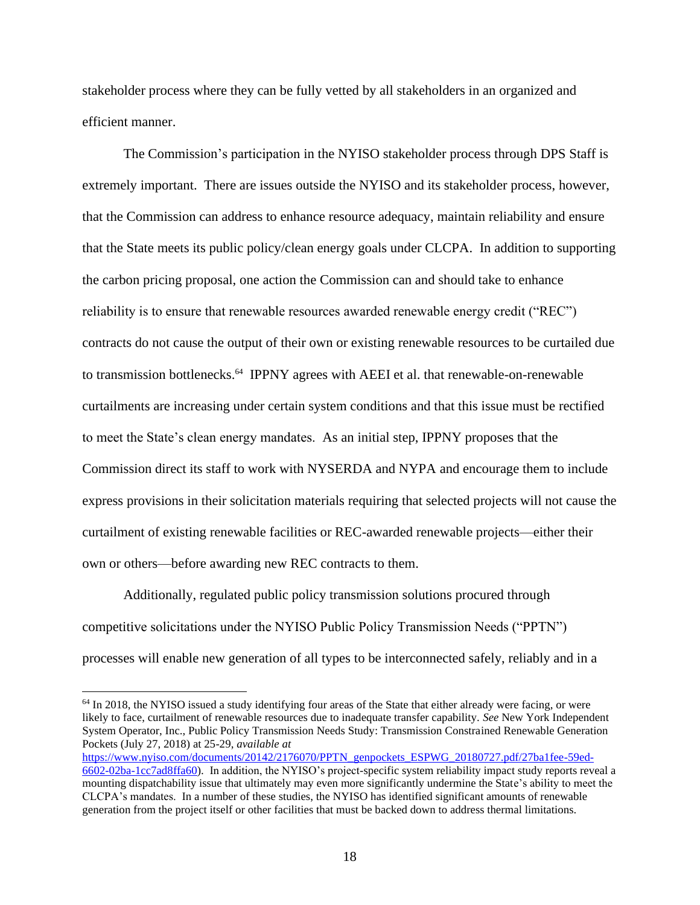stakeholder process where they can be fully vetted by all stakeholders in an organized and efficient manner.

The Commission's participation in the NYISO stakeholder process through DPS Staff is extremely important. There are issues outside the NYISO and its stakeholder process, however, that the Commission can address to enhance resource adequacy, maintain reliability and ensure that the State meets its public policy/clean energy goals under CLCPA. In addition to supporting the carbon pricing proposal, one action the Commission can and should take to enhance reliability is to ensure that renewable resources awarded renewable energy credit ("REC") contracts do not cause the output of their own or existing renewable resources to be curtailed due to transmission bottlenecks.[64] IPPNY agrees with AEEI et al. that renewable-on-renewable curtailments are increasing under certain system conditions and that this issue must be rectified to meet the State's clean energy mandates. As an initial step, IPPNY proposes that the Commission direct its staff to work with NYSERDA and NYPA and encourage them to include express provisions in their solicitation materials requiring that selected projects will not cause the curtailment of existing renewable facilities or REC-awarded renewable projects—either their own or others—before awarding new REC contracts to them.

Additionally, regulated public policy transmission solutions procured through competitive solicitations under the NYISO Public Policy Transmission Needs ("PPTN") processes will enable new generation of all types to be interconnected safely, reliably and in a

---

[64] In 2018, the NYISO issued a study identifying four areas of the State that either already were facing, or were likely to face, curtailment of renewable resources due to inadequate transfer capability. *See* New York Independent System Operator, Inc., Public Policy Transmission Needs Study: Transmission Constrained Renewable Generation Pockets (July 27, 2018) at 25-29, *available at* https://www.nyiso.com/documents/20142/2176070/PPTN_genpockets_ESPWG_20180727.pdf/27ba1fee-59ed-6602-02ba-1cc7ad8ffa60). In addition, the NYISO's project-specific system reliability impact study reports reveal a mounting dispatchability issue that ultimately may even more significantly undermine the State's ability to meet the CLCPA's mandates. In a number of these studies, the NYISO has identified significant amounts of renewable generation from the project itself or other facilities that must be backed down to address thermal limitations.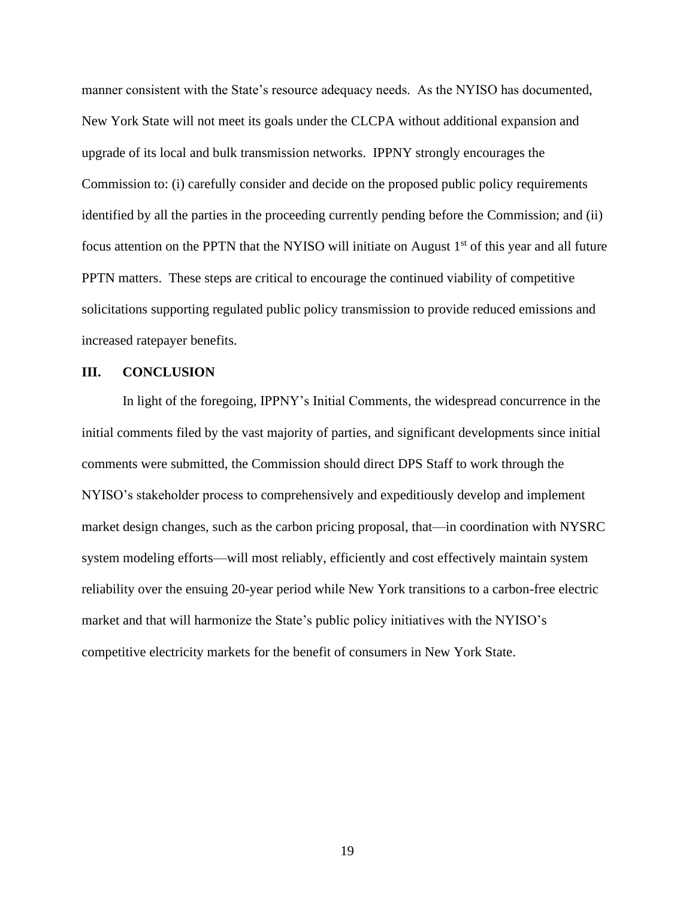manner consistent with the State's resource adequacy needs. As the NYISO has documented, New York State will not meet its goals under the CLCPA without additional expansion and upgrade of its local and bulk transmission networks. IPPNY strongly encourages the Commission to: (i) carefully consider and decide on the proposed public policy requirements identified by all the parties in the proceeding currently pending before the Commission; and (ii) focus attention on the PPTN that the NYISO will initiate on August 1st of this year and all future PPTN matters. These steps are critical to encourage the continued viability of competitive solicitations supporting regulated public policy transmission to provide reduced emissions and increased ratepayer benefits.

## III. CONCLUSION

In light of the foregoing, IPPNY's Initial Comments, the widespread concurrence in the initial comments filed by the vast majority of parties, and significant developments since initial comments were submitted, the Commission should direct DPS Staff to work through the NYISO's stakeholder process to comprehensively and expeditiously develop and implement market design changes, such as the carbon pricing proposal, that—in coordination with NYSRC system modeling efforts—will most reliably, efficiently and cost effectively maintain system reliability over the ensuing 20-year period while New York transitions to a carbon-free electric market and that will harmonize the State's public policy initiatives with the NYISO's competitive electricity markets for the benefit of consumers in New York State.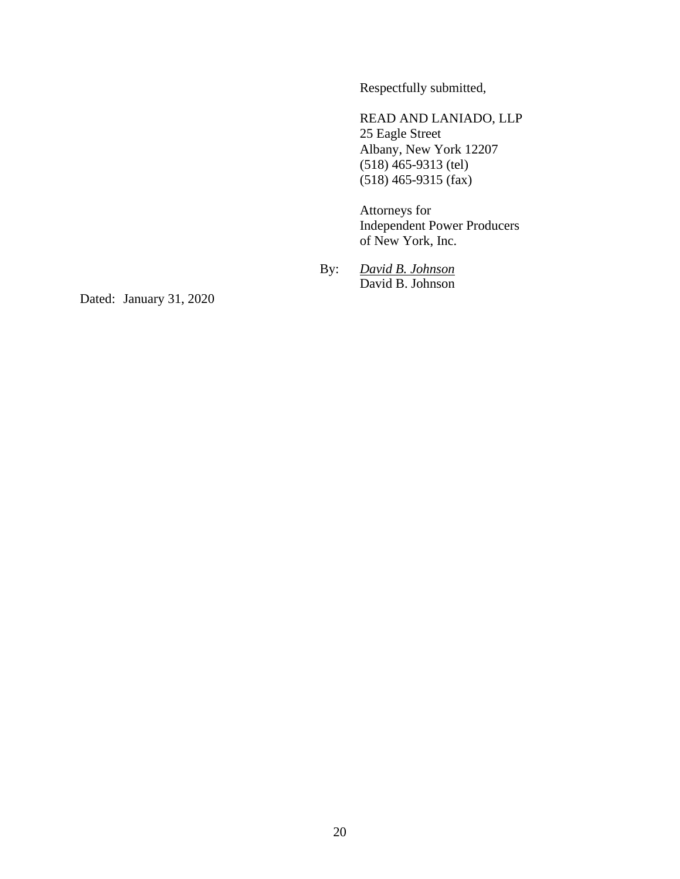Respectfully submitted,

READ AND LANIADO, LLP
25 Eagle Street
Albany, New York 12207
(518) 465-9313 (tel)
(518) 465-9315 (fax)

Attorneys for
Independent Power Producers
of New York, Inc.

By: *David B. Johnson*
David B. Johnson

Dated: January 31, 2020